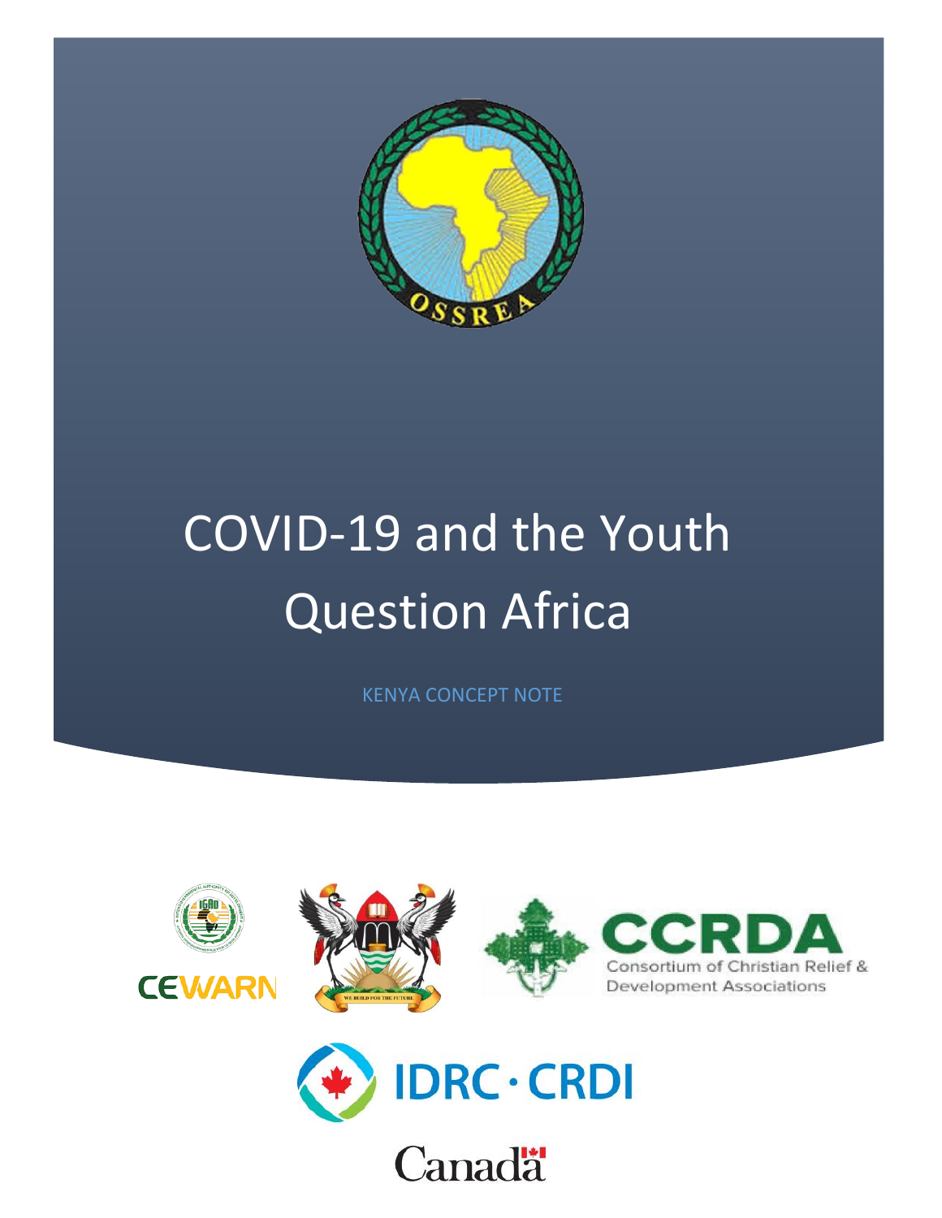# COVID-19 and the Youth Question Africa

KENYA CONCEPT NOTE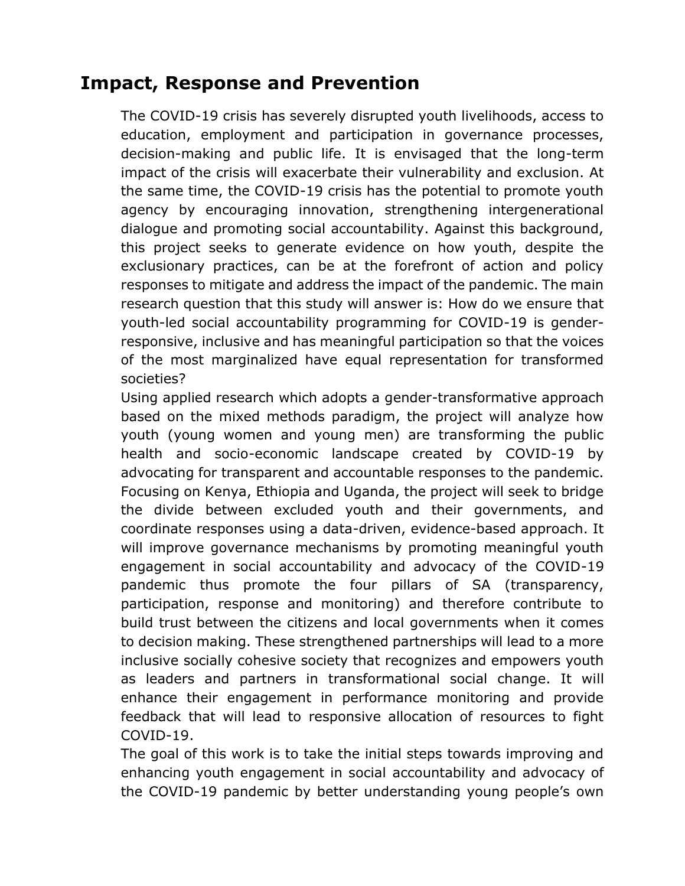## Impact, Response and Prevention

The COVID-19 crisis has severely disrupted youth livelihoods, access to education, employment and participation in governance processes, decision-making and public life. It is envisaged that the long-term impact of the crisis will exacerbate their vulnerability and exclusion. At the same time, the COVID-19 crisis has the potential to promote youth agency by encouraging innovation, strengthening intergenerational dialogue and promoting social accountability. Against this background, this project seeks to generate evidence on how youth, despite the exclusionary practices, can be at the forefront of action and policy responses to mitigate and address the impact of the pandemic. The main research question that this study will answer is: How do we ensure that youth-led social accountability programming for COVID-19 is gender-responsive, inclusive and has meaningful participation so that the voices of the most marginalized have equal representation for transformed societies?

Using applied research which adopts a gender-transformative approach based on the mixed methods paradigm, the project will analyze how youth (young women and young men) are transforming the public health and socio-economic landscape created by COVID-19 by advocating for transparent and accountable responses to the pandemic. Focusing on Kenya, Ethiopia and Uganda, the project will seek to bridge the divide between excluded youth and their governments, and coordinate responses using a data-driven, evidence-based approach. It will improve governance mechanisms by promoting meaningful youth engagement in social accountability and advocacy of the COVID-19 pandemic thus promote the four pillars of SA (transparency, participation, response and monitoring) and therefore contribute to build trust between the citizens and local governments when it comes to decision making. These strengthened partnerships will lead to a more inclusive socially cohesive society that recognizes and empowers youth as leaders and partners in transformational social change. It will enhance their engagement in performance monitoring and provide feedback that will lead to responsive allocation of resources to fight COVID-19.

The goal of this work is to take the initial steps towards improving and enhancing youth engagement in social accountability and advocacy of the COVID-19 pandemic by better understanding young people's own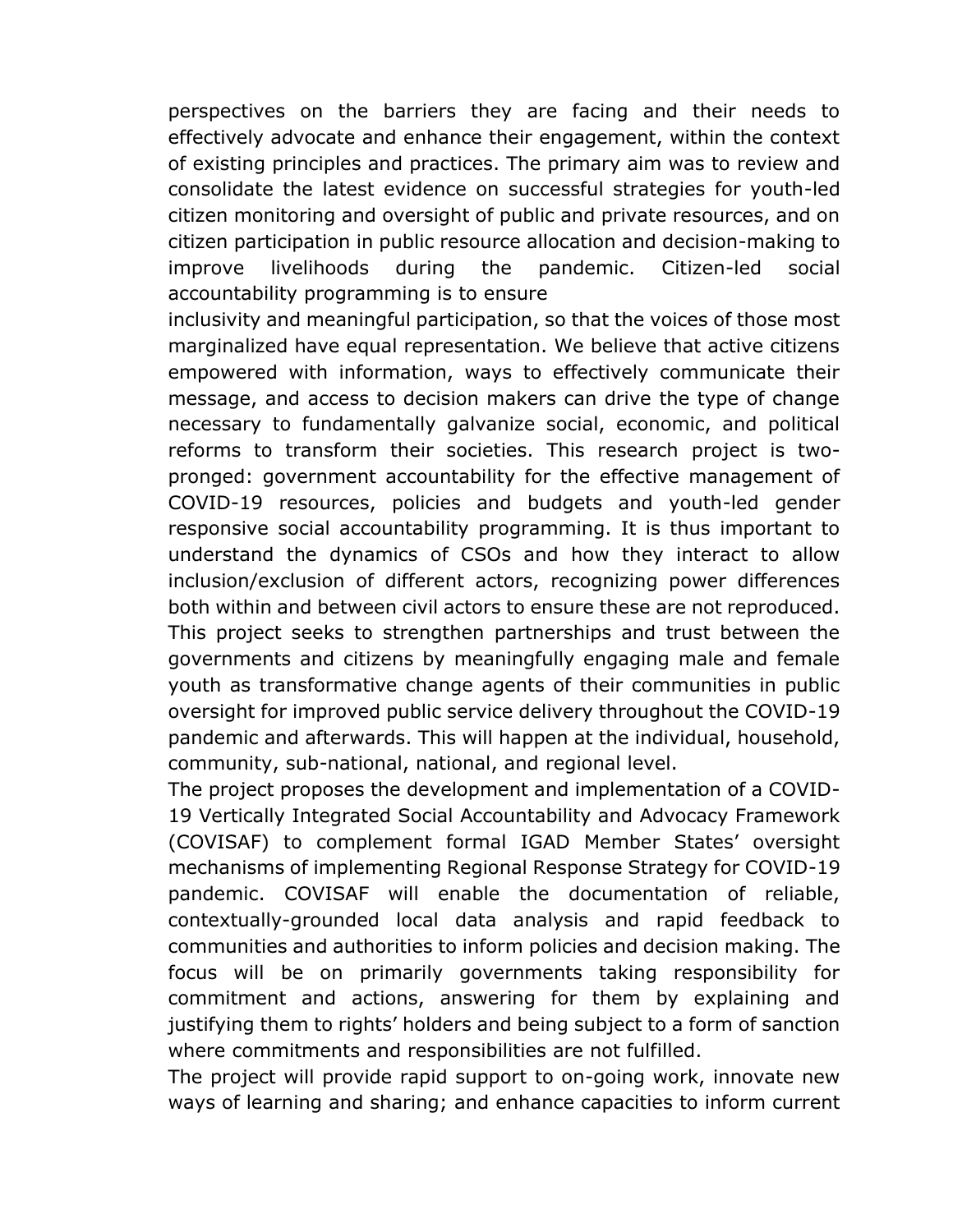perspectives on the barriers they are facing and their needs to effectively advocate and enhance their engagement, within the context of existing principles and practices. The primary aim was to review and consolidate the latest evidence on successful strategies for youth-led citizen monitoring and oversight of public and private resources, and on citizen participation in public resource allocation and decision-making to improve livelihoods during the pandemic. Citizen-led social accountability programming is to ensure inclusivity and meaningful participation, so that the voices of those most marginalized have equal representation. We believe that active citizens empowered with information, ways to effectively communicate their message, and access to decision makers can drive the type of change necessary to fundamentally galvanize social, economic, and political reforms to transform their societies. This research project is two-pronged: government accountability for the effective management of COVID-19 resources, policies and budgets and youth-led gender responsive social accountability programming. It is thus important to understand the dynamics of CSOs and how they interact to allow inclusion/exclusion of different actors, recognizing power differences both within and between civil actors to ensure these are not reproduced. This project seeks to strengthen partnerships and trust between the governments and citizens by meaningfully engaging male and female youth as transformative change agents of their communities in public oversight for improved public service delivery throughout the COVID-19 pandemic and afterwards. This will happen at the individual, household, community, sub-national, national, and regional level.

The project proposes the development and implementation of a COVID-19 Vertically Integrated Social Accountability and Advocacy Framework (COVISAF) to complement formal IGAD Member States' oversight mechanisms of implementing Regional Response Strategy for COVID-19 pandemic. COVISAF will enable the documentation of reliable, contextually-grounded local data analysis and rapid feedback to communities and authorities to inform policies and decision making. The focus will be on primarily governments taking responsibility for commitment and actions, answering for them by explaining and justifying them to rights' holders and being subject to a form of sanction where commitments and responsibilities are not fulfilled.

The project will provide rapid support to on-going work, innovate new ways of learning and sharing; and enhance capacities to inform current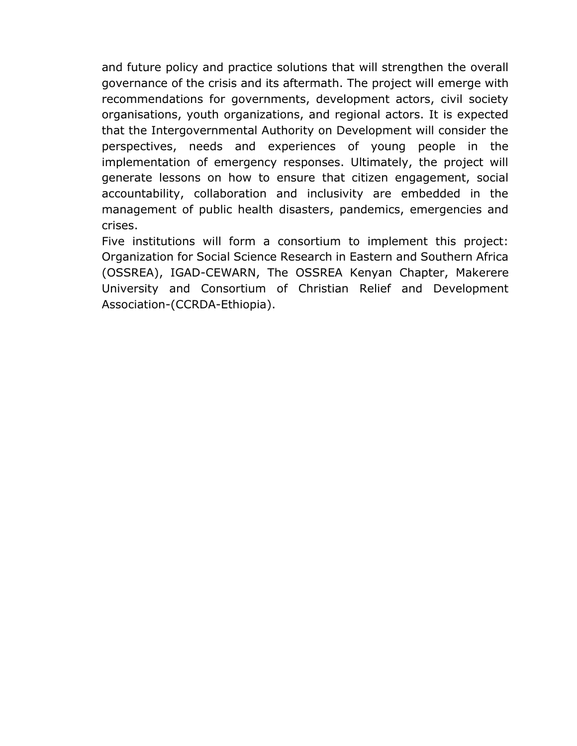and future policy and practice solutions that will strengthen the overall governance of the crisis and its aftermath. The project will emerge with recommendations for governments, development actors, civil society organisations, youth organizations, and regional actors. It is expected that the Intergovernmental Authority on Development will consider the perspectives, needs and experiences of young people in the implementation of emergency responses. Ultimately, the project will generate lessons on how to ensure that citizen engagement, social accountability, collaboration and inclusivity are embedded in the management of public health disasters, pandemics, emergencies and crises.

Five institutions will form a consortium to implement this project: Organization for Social Science Research in Eastern and Southern Africa (OSSREA), IGAD-CEWARN, The OSSREA Kenyan Chapter, Makerere University and Consortium of Christian Relief and Development Association-(CCRDA-Ethiopia).